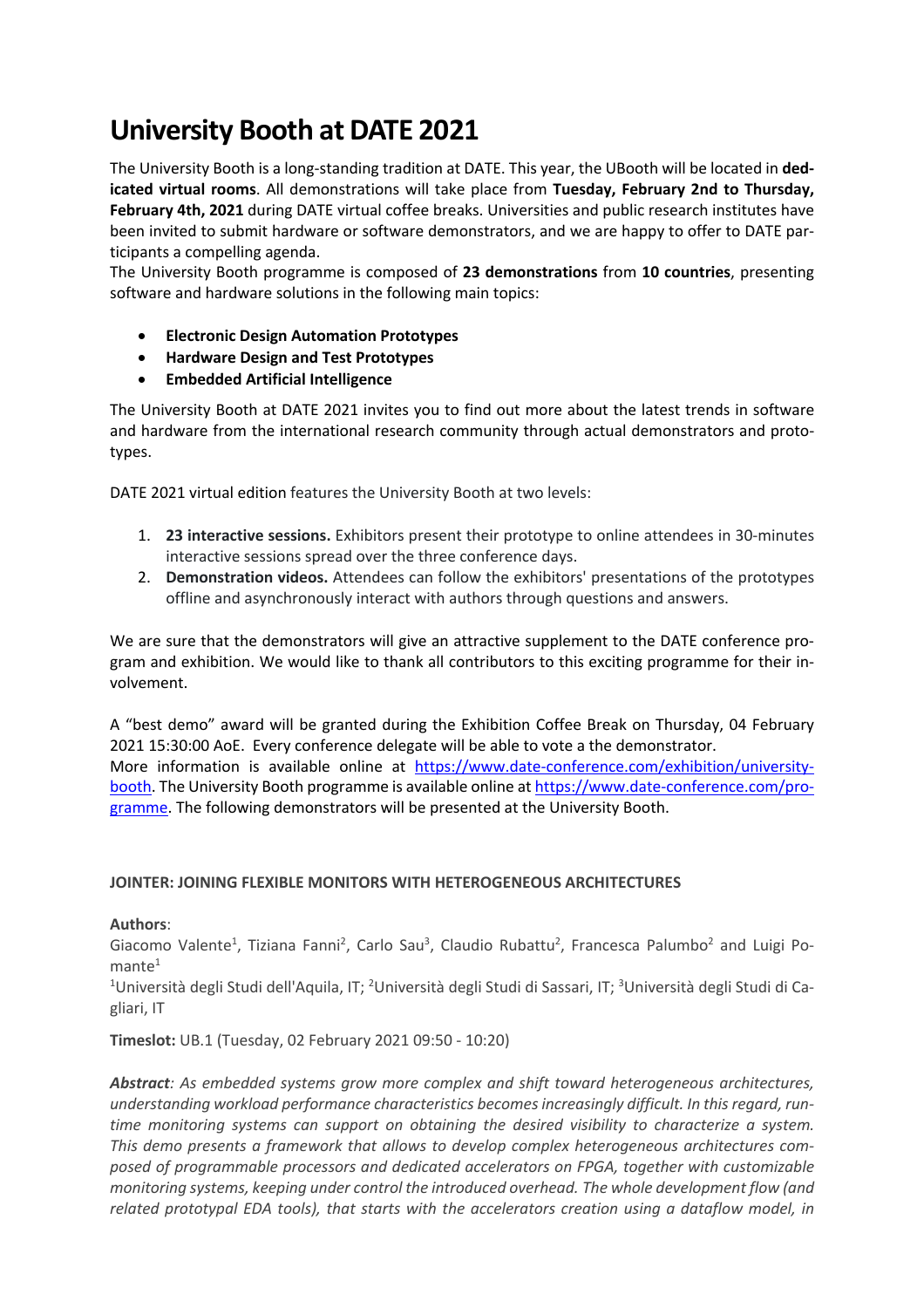# University Booth at DATE 2021

The University Booth is a long-standing tradition at DATE. This year, the UBooth will be located in **dedicated virtual rooms**. All demonstrations will take place from **Tuesday, February 2nd to Thursday, February 4th, 2021** during DATE virtual coffee breaks. Universities and public research institutes have been invited to submit hardware or software demonstrators, and we are happy to offer to DATE participants a compelling agenda.

The University Booth programme is composed of **23 demonstrations** from **10 countries**, presenting software and hardware solutions in the following main topics:

- **Electronic Design Automation Prototypes**
- **Hardware Design and Test Prototypes**
- **Embedded Artificial Intelligence**

The University Booth at DATE 2021 invites you to find out more about the latest trends in software and hardware from the international research community through actual demonstrators and prototypes.

DATE 2021 virtual edition features the University Booth at two levels:

1. **23 interactive sessions.** Exhibitors present their prototype to online attendees in 30-minutes interactive sessions spread over the three conference days.
2. **Demonstration videos.** Attendees can follow the exhibitors' presentations of the prototypes offline and asynchronously interact with authors through questions and answers.

We are sure that the demonstrators will give an attractive supplement to the DATE conference program and exhibition. We would like to thank all contributors to this exciting programme for their involvement.

A "best demo" award will be granted during the Exhibition Coffee Break on Thursday, 04 February 2021 15:30:00 AoE. Every conference delegate will be able to vote a the demonstrator.
More information is available online at https://www.date-conference.com/exhibition/university-booth. The University Booth programme is available online at https://www.date-conference.com/programme. The following demonstrators will be presented at the University Booth.

#### JOINTER: JOINING FLEXIBLE MONITORS WITH HETEROGENEOUS ARCHITECTURES

**Authors**:
Giacomo Valente[1], Tiziana Fanni[2], Carlo Sau[3], Claudio Rubattu[2], Francesca Palumbo[2] and Luigi Pomante[1]
[1]Università degli Studi dell'Aquila, IT; [2]Università degli Studi di Sassari, IT; [3]Università degli Studi di Cagliari, IT

**Timeslot:** UB.1 (Tuesday, 02 February 2021 09:50 - 10:20)

***Abstract****: As embedded systems grow more complex and shift toward heterogeneous architectures, understanding workload performance characteristics becomes increasingly difficult. In this regard, run-time monitoring systems can support on obtaining the desired visibility to characterize a system. This demo presents a framework that allows to develop complex heterogeneous architectures composed of programmable processors and dedicated accelerators on FPGA, together with customizable monitoring systems, keeping under control the introduced overhead. The whole development flow (and related prototypal EDA tools), that starts with the accelerators creation using a dataflow model, in*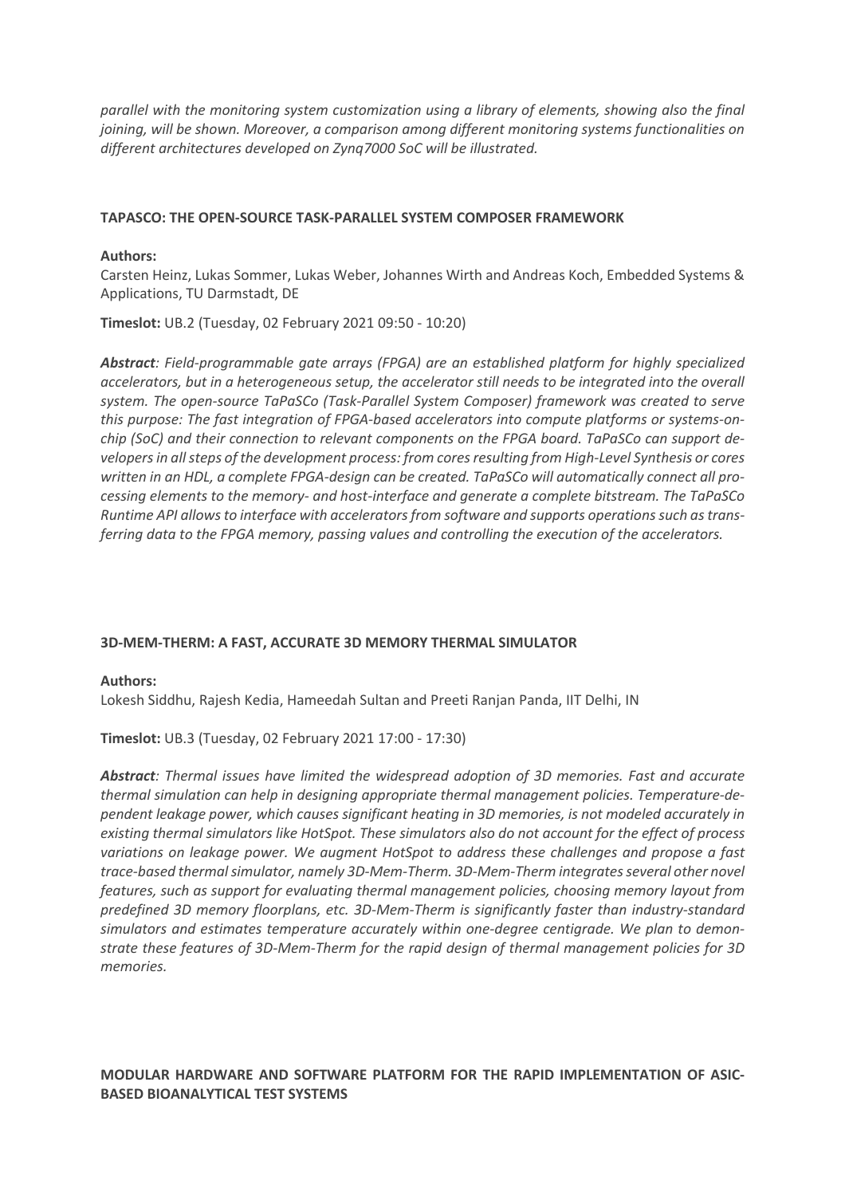*parallel with the monitoring system customization using a library of elements, showing also the final joining, will be shown. Moreover, a comparison among different monitoring systems functionalities on different architectures developed on Zynq7000 SoC will be illustrated.*

### TAPASCO: THE OPEN-SOURCE TASK-PARALLEL SYSTEM COMPOSER FRAMEWORK

**Authors:**
Carsten Heinz, Lukas Sommer, Lukas Weber, Johannes Wirth and Andreas Koch, Embedded Systems & Applications, TU Darmstadt, DE

**Timeslot:** UB.2 (Tuesday, 02 February 2021 09:50 - 10:20)

***Abstract**: Field-programmable gate arrays (FPGA) are an established platform for highly specialized accelerators, but in a heterogeneous setup, the accelerator still needs to be integrated into the overall system. The open-source TaPaSCo (Task-Parallel System Composer) framework was created to serve this purpose: The fast integration of FPGA-based accelerators into compute platforms or systems-on-chip (SoC) and their connection to relevant components on the FPGA board. TaPaSCo can support developers in all steps of the development process: from cores resulting from High-Level Synthesis or cores written in an HDL, a complete FPGA-design can be created. TaPaSCo will automatically connect all processing elements to the memory- and host-interface and generate a complete bitstream. The TaPaSCo Runtime API allows to interface with accelerators from software and supports operations such as transferring data to the FPGA memory, passing values and controlling the execution of the accelerators.*

### 3D-MEM-THERM: A FAST, ACCURATE 3D MEMORY THERMAL SIMULATOR

**Authors:**
Lokesh Siddhu, Rajesh Kedia, Hameedah Sultan and Preeti Ranjan Panda, IIT Delhi, IN

**Timeslot:** UB.3 (Tuesday, 02 February 2021 17:00 - 17:30)

***Abstract**: Thermal issues have limited the widespread adoption of 3D memories. Fast and accurate thermal simulation can help in designing appropriate thermal management policies. Temperature-dependent leakage power, which causes significant heating in 3D memories, is not modeled accurately in existing thermal simulators like HotSpot. These simulators also do not account for the effect of process variations on leakage power. We augment HotSpot to address these challenges and propose a fast trace-based thermal simulator, namely 3D-Mem-Therm. 3D-Mem-Therm integrates several other novel features, such as support for evaluating thermal management policies, choosing memory layout from predefined 3D memory floorplans, etc. 3D-Mem-Therm is significantly faster than industry-standard simulators and estimates temperature accurately within one-degree centigrade. We plan to demonstrate these features of 3D-Mem-Therm for the rapid design of thermal management policies for 3D memories.*

### MODULAR HARDWARE AND SOFTWARE PLATFORM FOR THE RAPID IMPLEMENTATION OF ASIC-BASED BIOANALYTICAL TEST SYSTEMS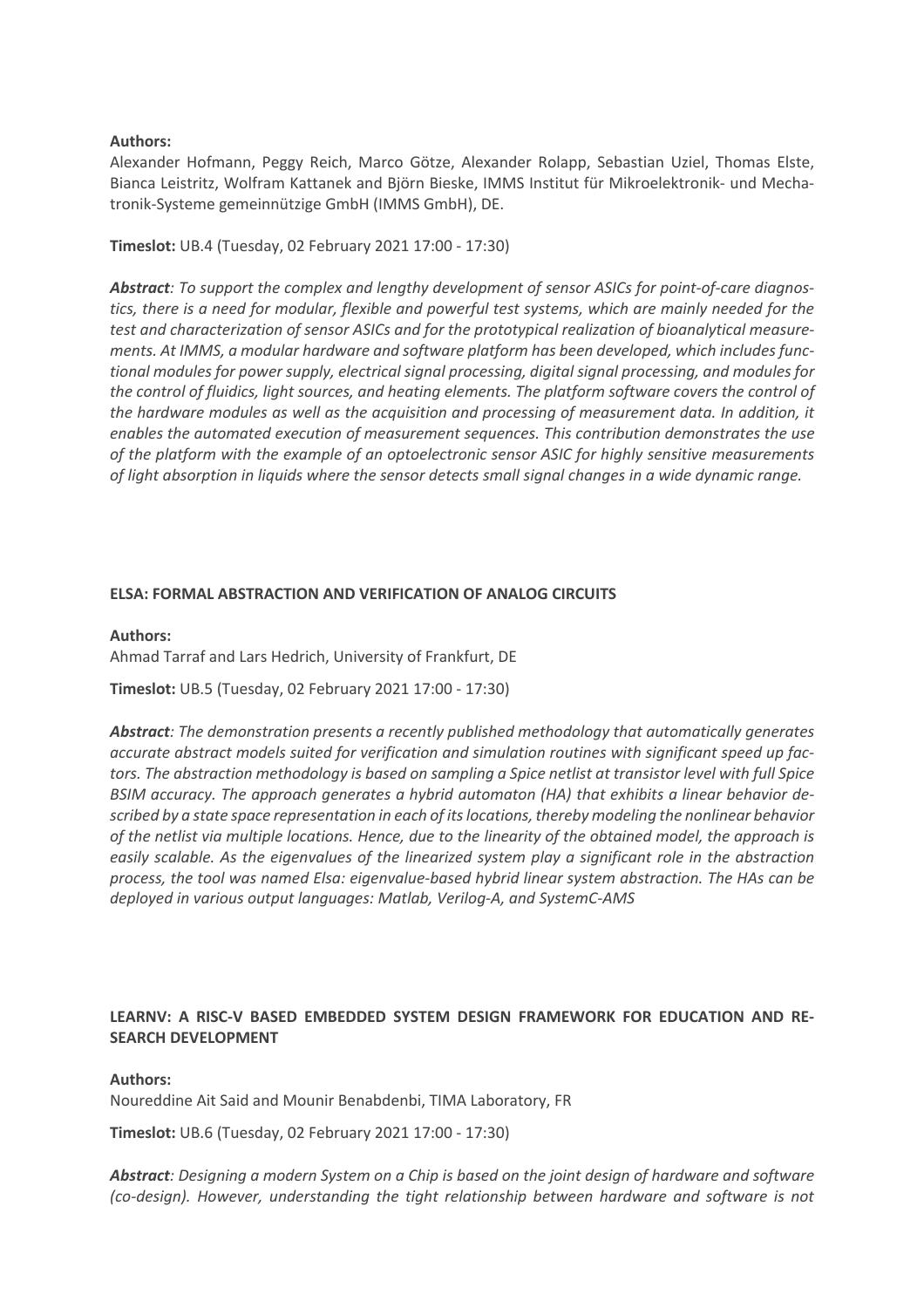**Authors:**
Alexander Hofmann, Peggy Reich, Marco Götze, Alexander Rolapp, Sebastian Uziel, Thomas Elste, Bianca Leistritz, Wolfram Kattanek and Björn Bieske, IMMS Institut für Mikroelektronik- und Mechatronik-Systeme gemeinnützige GmbH (IMMS GmbH), DE.

**Timeslot:** UB.4 (Tuesday, 02 February 2021 17:00 - 17:30)

***Abstract****: To support the complex and lengthy development of sensor ASICs for point-of-care diagnostics, there is a need for modular, flexible and powerful test systems, which are mainly needed for the test and characterization of sensor ASICs and for the prototypical realization of bioanalytical measurements. At IMMS, a modular hardware and software platform has been developed, which includes functional modules for power supply, electrical signal processing, digital signal processing, and modules for the control of fluidics, light sources, and heating elements. The platform software covers the control of the hardware modules as well as the acquisition and processing of measurement data. In addition, it enables the automated execution of measurement sequences. This contribution demonstrates the use of the platform with the example of an optoelectronic sensor ASIC for highly sensitive measurements of light absorption in liquids where the sensor detects small signal changes in a wide dynamic range.*

### ELSA: FORMAL ABSTRACTION AND VERIFICATION OF ANALOG CIRCUITS

**Authors:**
Ahmad Tarraf and Lars Hedrich, University of Frankfurt, DE

**Timeslot:** UB.5 (Tuesday, 02 February 2021 17:00 - 17:30)

***Abstract****: The demonstration presents a recently published methodology that automatically generates accurate abstract models suited for verification and simulation routines with significant speed up factors. The abstraction methodology is based on sampling a Spice netlist at transistor level with full Spice BSIM accuracy. The approach generates a hybrid automaton (HA) that exhibits a linear behavior described by a state space representation in each of its locations, thereby modeling the nonlinear behavior of the netlist via multiple locations. Hence, due to the linearity of the obtained model, the approach is easily scalable. As the eigenvalues of the linearized system play a significant role in the abstraction process, the tool was named Elsa: eigenvalue-based hybrid linear system abstraction. The HAs can be deployed in various output languages: Matlab, Verilog-A, and SystemC-AMS*

### LEARNV: A RISC-V BASED EMBEDDED SYSTEM DESIGN FRAMEWORK FOR EDUCATION AND RESEARCH DEVELOPMENT

**Authors:**
Noureddine Ait Said and Mounir Benabdenbi, TIMA Laboratory, FR

**Timeslot:** UB.6 (Tuesday, 02 February 2021 17:00 - 17:30)

***Abstract****: Designing a modern System on a Chip is based on the joint design of hardware and software (co-design). However, understanding the tight relationship between hardware and software is not*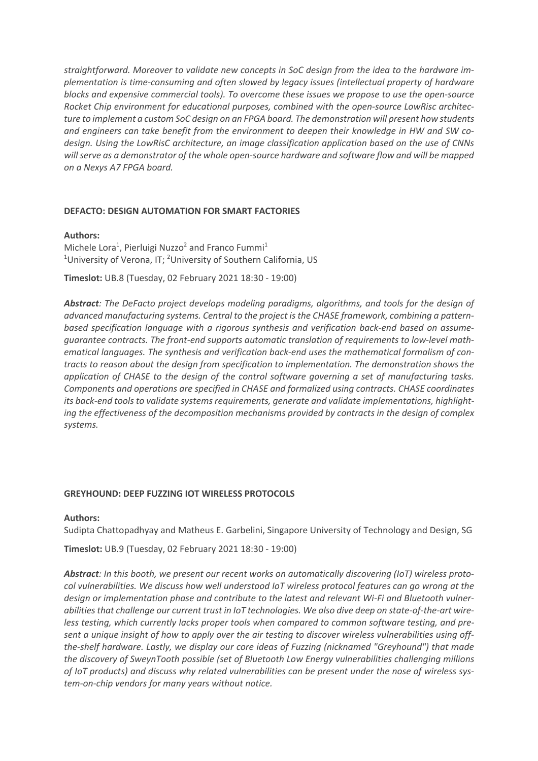*straightforward. Moreover to validate new concepts in SoC design from the idea to the hardware implementation is time-consuming and often slowed by legacy issues (intellectual property of hardware blocks and expensive commercial tools). To overcome these issues we propose to use the open-source Rocket Chip environment for educational purposes, combined with the open-source LowRisc architecture to implement a custom SoC design on an FPGA board. The demonstration will present how students and engineers can take benefit from the environment to deepen their knowledge in HW and SW co-design. Using the LowRisC architecture, an image classification application based on the use of CNNs will serve as a demonstrator of the whole open-source hardware and software flow and will be mapped on a Nexys A7 FPGA board.*

**DEFACTO: DESIGN AUTOMATION FOR SMART FACTORIES**

**Authors:**
Michele Lora[1], Pierluigi Nuzzo[2] and Franco Fummi[1]
[1]University of Verona, IT; [2]University of Southern California, US

**Timeslot:** UB.8 (Tuesday, 02 February 2021 18:30 - 19:00)

***Abstract***: *The DeFacto project develops modeling paradigms, algorithms, and tools for the design of advanced manufacturing systems. Central to the project is the CHASE framework, combining a pattern-based specification language with a rigorous synthesis and verification back-end based on assume-guarantee contracts. The front-end supports automatic translation of requirements to low-level mathematical languages. The synthesis and verification back-end uses the mathematical formalism of contracts to reason about the design from specification to implementation. The demonstration shows the application of CHASE to the design of the control software governing a set of manufacturing tasks. Components and operations are specified in CHASE and formalized using contracts. CHASE coordinates its back-end tools to validate systems requirements, generate and validate implementations, highlighting the effectiveness of the decomposition mechanisms provided by contracts in the design of complex systems.*

**GREYHOUND: DEEP FUZZING IOT WIRELESS PROTOCOLS**

**Authors:**
Sudipta Chattopadhyay and Matheus E. Garbelini, Singapore University of Technology and Design, SG

**Timeslot:** UB.9 (Tuesday, 02 February 2021 18:30 - 19:00)

***Abstract***: *In this booth, we present our recent works on automatically discovering (IoT) wireless protocol vulnerabilities. We discuss how well understood IoT wireless protocol features can go wrong at the design or implementation phase and contribute to the latest and relevant Wi-Fi and Bluetooth vulnerabilities that challenge our current trust in IoT technologies. We also dive deep on state-of-the-art wireless testing, which currently lacks proper tools when compared to common software testing, and present a unique insight of how to apply over the air testing to discover wireless vulnerabilities using off-the-shelf hardware. Lastly, we display our core ideas of Fuzzing (nicknamed "Greyhound") that made the discovery of SweynTooth possible (set of Bluetooth Low Energy vulnerabilities challenging millions of IoT products) and discuss why related vulnerabilities can be present under the nose of wireless system-on-chip vendors for many years without notice.*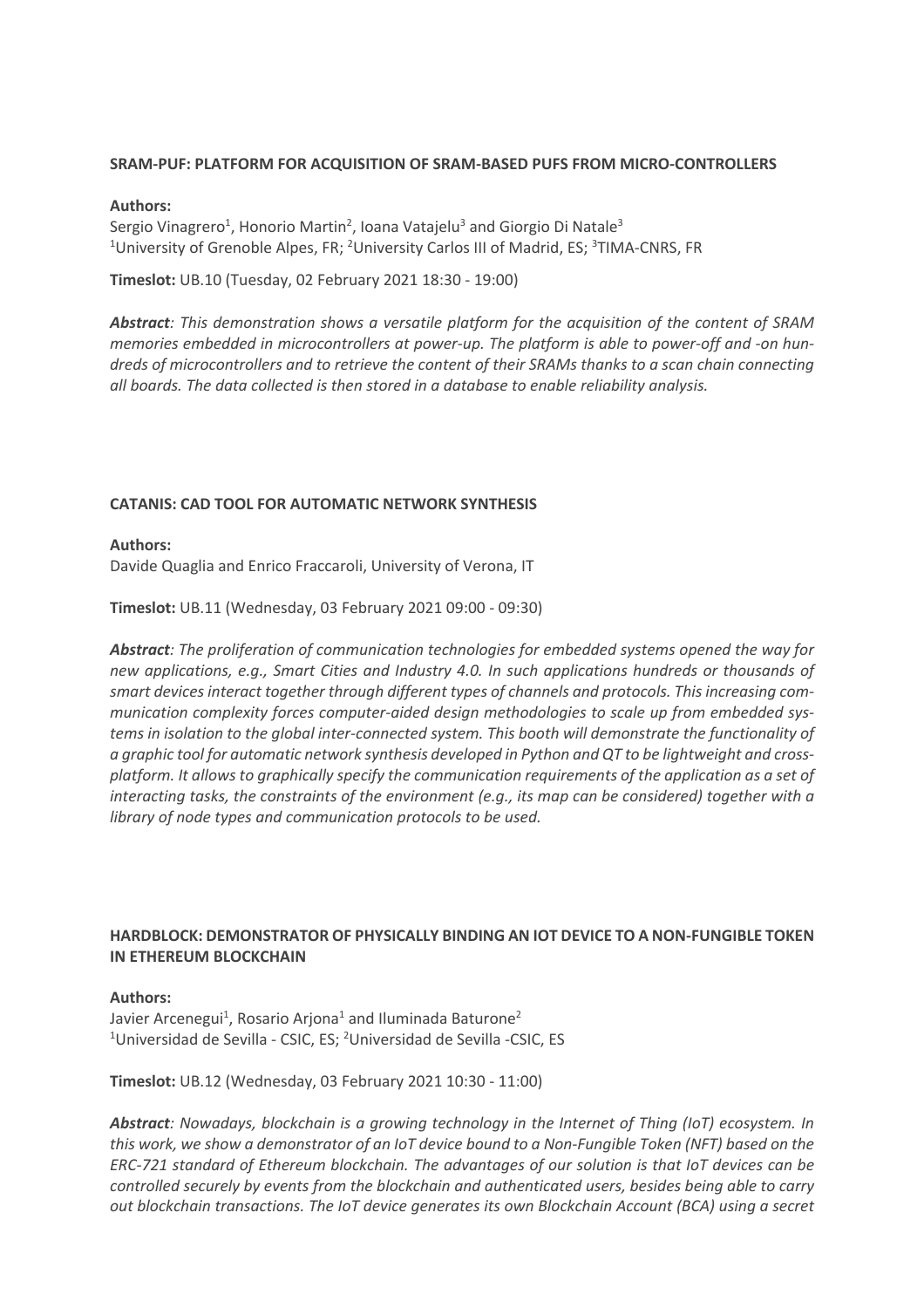**SRAM-PUF: PLATFORM FOR ACQUISITION OF SRAM-BASED PUFS FROM MICRO-CONTROLLERS**

**Authors:**

Sergio Vinagrero[1], Honorio Martin[2], Ioana Vatajelu[3] and Giorgio Di Natale[3]
[1]University of Grenoble Alpes, FR; [2]University Carlos III of Madrid, ES; [3]TIMA-CNRS, FR

**Timeslot:** UB.10 (Tuesday, 02 February 2021 18:30 - 19:00)

***Abstract**: This demonstration shows a versatile platform for the acquisition of the content of SRAM memories embedded in microcontrollers at power-up. The platform is able to power-off and -on hundreds of microcontrollers and to retrieve the content of their SRAMs thanks to a scan chain connecting all boards. The data collected is then stored in a database to enable reliability analysis.*

**CATANIS: CAD TOOL FOR AUTOMATIC NETWORK SYNTHESIS**

**Authors:**

Davide Quaglia and Enrico Fraccaroli, University of Verona, IT

**Timeslot:** UB.11 (Wednesday, 03 February 2021 09:00 - 09:30)

***Abstract**: The proliferation of communication technologies for embedded systems opened the way for new applications, e.g., Smart Cities and Industry 4.0. In such applications hundreds or thousands of smart devices interact together through different types of channels and protocols. This increasing communication complexity forces computer-aided design methodologies to scale up from embedded systems in isolation to the global inter-connected system. This booth will demonstrate the functionality of a graphic tool for automatic network synthesis developed in Python and QT to be lightweight and cross-platform. It allows to graphically specify the communication requirements of the application as a set of interacting tasks, the constraints of the environment (e.g., its map can be considered) together with a library of node types and communication protocols to be used.*

**HARDBLOCK: DEMONSTRATOR OF PHYSICALLY BINDING AN IOT DEVICE TO A NON-FUNGIBLE TOKEN IN ETHEREUM BLOCKCHAIN**

**Authors:**

Javier Arcenegui[1], Rosario Arjona[1] and Iluminada Baturone[2]
[1]Universidad de Sevilla - CSIC, ES; [2]Universidad de Sevilla -CSIC, ES

**Timeslot:** UB.12 (Wednesday, 03 February 2021 10:30 - 11:00)

***Abstract**: Nowadays, blockchain is a growing technology in the Internet of Thing (IoT) ecosystem. In this work, we show a demonstrator of an IoT device bound to a Non-Fungible Token (NFT) based on the ERC-721 standard of Ethereum blockchain. The advantages of our solution is that IoT devices can be controlled securely by events from the blockchain and authenticated users, besides being able to carry out blockchain transactions. The IoT device generates its own Blockchain Account (BCA) using a secret*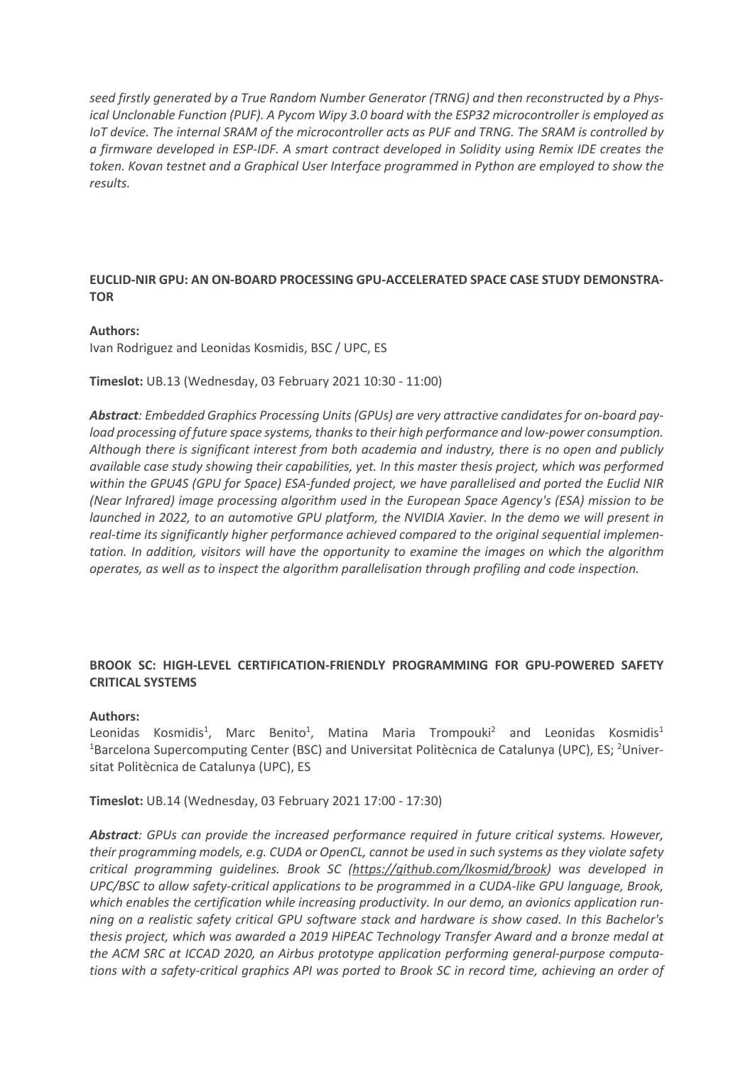*seed firstly generated by a True Random Number Generator (TRNG) and then reconstructed by a Physical Unclonable Function (PUF). A Pycom Wipy 3.0 board with the ESP32 microcontroller is employed as IoT device. The internal SRAM of the microcontroller acts as PUF and TRNG. The SRAM is controlled by a firmware developed in ESP-IDF. A smart contract developed in Solidity using Remix IDE creates the token. Kovan testnet and a Graphical User Interface programmed in Python are employed to show the results.*

**EUCLID-NIR GPU: AN ON-BOARD PROCESSING GPU-ACCELERATED SPACE CASE STUDY DEMONSTRATOR**

**Authors:**
Ivan Rodriguez and Leonidas Kosmidis, BSC / UPC, ES

**Timeslot:** UB.13 (Wednesday, 03 February 2021 10:30 - 11:00)

***Abstract****: Embedded Graphics Processing Units (GPUs) are very attractive candidates for on-board payload processing of future space systems, thanks to their high performance and low-power consumption. Although there is significant interest from both academia and industry, there is no open and publicly available case study showing their capabilities, yet. In this master thesis project, which was performed within the GPU4S (GPU for Space) ESA-funded project, we have parallelised and ported the Euclid NIR (Near Infrared) image processing algorithm used in the European Space Agency's (ESA) mission to be launched in 2022, to an automotive GPU platform, the NVIDIA Xavier. In the demo we will present in real-time its significantly higher performance achieved compared to the original sequential implementation. In addition, visitors will have the opportunity to examine the images on which the algorithm operates, as well as to inspect the algorithm parallelisation through profiling and code inspection.*

**BROOK SC: HIGH-LEVEL CERTIFICATION-FRIENDLY PROGRAMMING FOR GPU-POWERED SAFETY CRITICAL SYSTEMS**

**Authors:**
Leonidas Kosmidis[1], Marc Benito[1], Matina Maria Trompouki[2] and Leonidas Kosmidis[1]
[1]Barcelona Supercomputing Center (BSC) and Universitat Politècnica de Catalunya (UPC), ES; [2]Universitat Politècnica de Catalunya (UPC), ES

**Timeslot:** UB.14 (Wednesday, 03 February 2021 17:00 - 17:30)

***Abstract****: GPUs can provide the increased performance required in future critical systems. However, their programming models, e.g. CUDA or OpenCL, cannot be used in such systems as they violate safety critical programming guidelines. Brook SC (https://github.com/lkosmid/brook) was developed in UPC/BSC to allow safety-critical applications to be programmed in a CUDA-like GPU language, Brook, which enables the certification while increasing productivity. In our demo, an avionics application running on a realistic safety critical GPU software stack and hardware is show cased. In this Bachelor's thesis project, which was awarded a 2019 HiPEAC Technology Transfer Award and a bronze medal at the ACM SRC at ICCAD 2020, an Airbus prototype application performing general-purpose computations with a safety-critical graphics API was ported to Brook SC in record time, achieving an order of*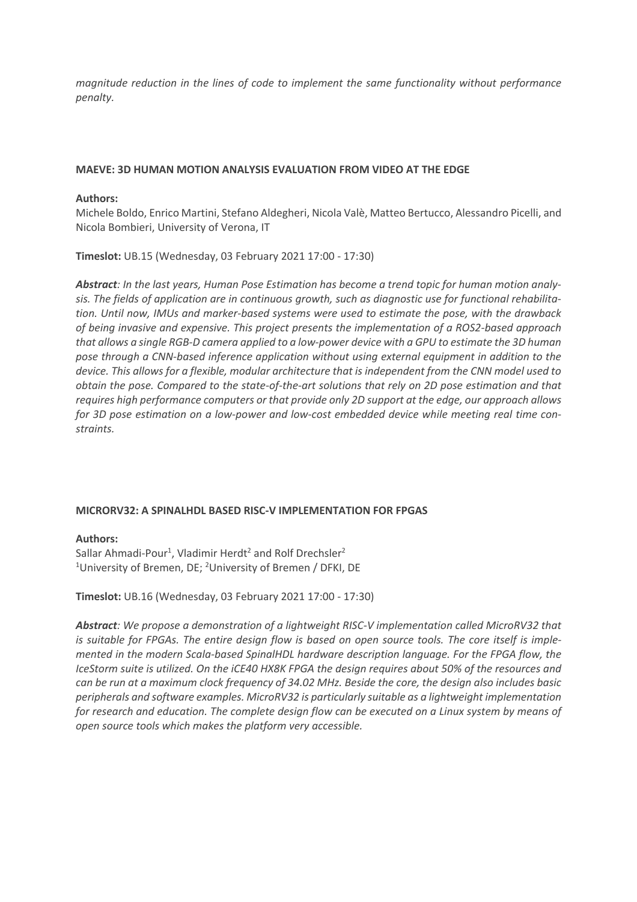*magnitude reduction in the lines of code to implement the same functionality without performance penalty.*

## MAEVE: 3D HUMAN MOTION ANALYSIS EVALUATION FROM VIDEO AT THE EDGE

**Authors:**
Michele Boldo, Enrico Martini, Stefano Aldegheri, Nicola Valè, Matteo Bertucco, Alessandro Picelli, and Nicola Bombieri, University of Verona, IT

**Timeslot:** UB.15 (Wednesday, 03 February 2021 17:00 - 17:30)

***Abstract****: In the last years, Human Pose Estimation has become a trend topic for human motion analysis. The fields of application are in continuous growth, such as diagnostic use for functional rehabilitation. Until now, IMUs and marker-based systems were used to estimate the pose, with the drawback of being invasive and expensive. This project presents the implementation of a ROS2-based approach that allows a single RGB-D camera applied to a low-power device with a GPU to estimate the 3D human pose through a CNN-based inference application without using external equipment in addition to the device. This allows for a flexible, modular architecture that is independent from the CNN model used to obtain the pose. Compared to the state-of-the-art solutions that rely on 2D pose estimation and that requires high performance computers or that provide only 2D support at the edge, our approach allows for 3D pose estimation on a low-power and low-cost embedded device while meeting real time constraints.*

## MICRORV32: A SPINALHDL BASED RISC-V IMPLEMENTATION FOR FPGAS

**Authors:**
Sallar Ahmadi-Pour[1], Vladimir Herdt[2] and Rolf Drechsler[2]
[1]University of Bremen, DE; [2]University of Bremen / DFKI, DE

**Timeslot:** UB.16 (Wednesday, 03 February 2021 17:00 - 17:30)

***Abstract****: We propose a demonstration of a lightweight RISC-V implementation called MicroRV32 that is suitable for FPGAs. The entire design flow is based on open source tools. The core itself is implemented in the modern Scala-based SpinalHDL hardware description language. For the FPGA flow, the IceStorm suite is utilized. On the iCE40 HX8K FPGA the design requires about 50% of the resources and can be run at a maximum clock frequency of 34.02 MHz. Beside the core, the design also includes basic peripherals and software examples. MicroRV32 is particularly suitable as a lightweight implementation for research and education. The complete design flow can be executed on a Linux system by means of open source tools which makes the platform very accessible.*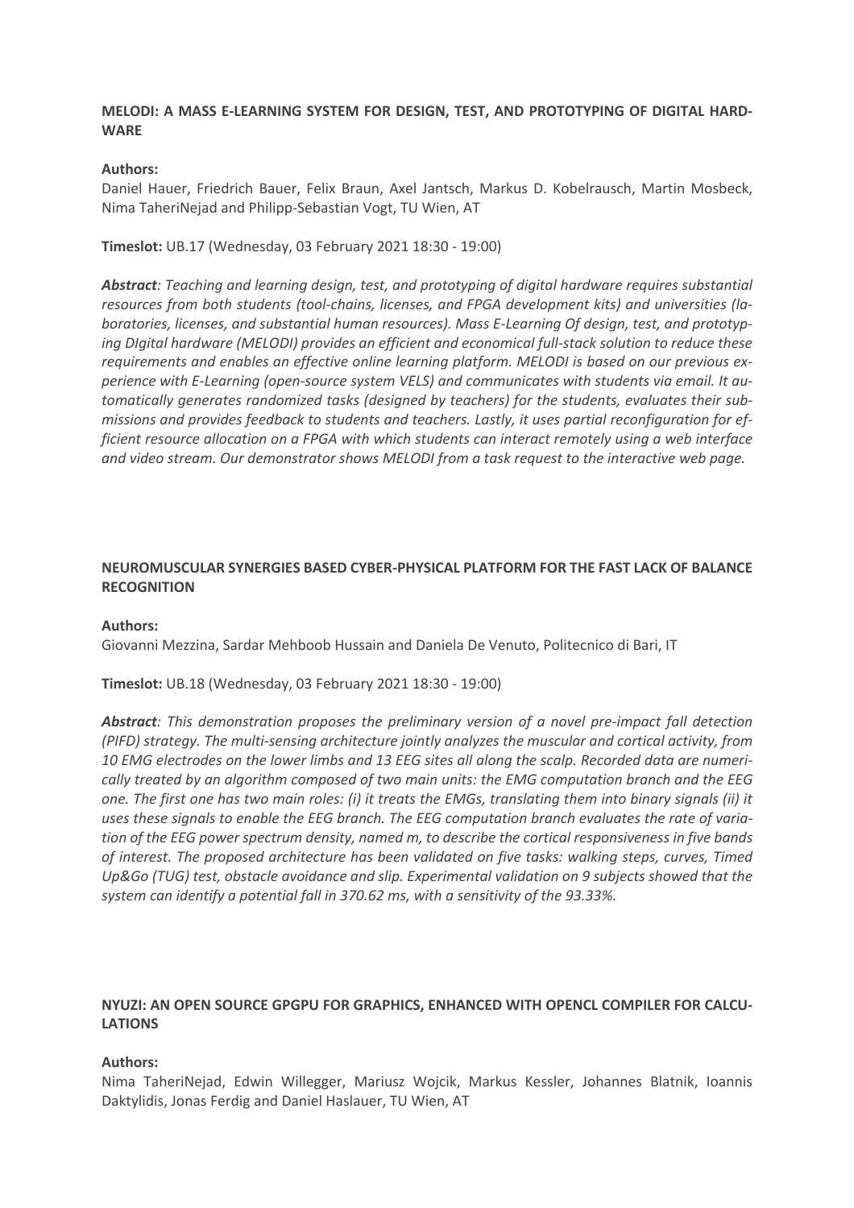**MELODI: A MASS E-LEARNING SYSTEM FOR DESIGN, TEST, AND PROTOTYPING OF DIGITAL HARD-WARE**

**Authors:**
Daniel Hauer, Friedrich Bauer, Felix Braun, Axel Jantsch, Markus D. Kobelrausch, Martin Mosbeck, Nima TaheriNejad and Philipp-Sebastian Vogt, TU Wien, AT

**Timeslot:** UB.17 (Wednesday, 03 February 2021 18:30 - 19:00)

***Abstract****: Teaching and learning design, test, and prototyping of digital hardware requires substantial resources from both students (tool-chains, licenses, and FPGA development kits) and universities (laboratories, licenses, and substantial human resources). Mass E-Learning Of design, test, and prototyping DIgital hardware (MELODI) provides an efficient and economical full-stack solution to reduce these requirements and enables an effective online learning platform. MELODI is based on our previous experience with E-Learning (open-source system VELS) and communicates with students via email. It automatically generates randomized tasks (designed by teachers) for the students, evaluates their submissions and provides feedback to students and teachers. Lastly, it uses partial reconfiguration for efficient resource allocation on a FPGA with which students can interact remotely using a web interface and video stream. Our demonstrator shows MELODI from a task request to the interactive web page.*

**NEUROMUSCULAR SYNERGIES BASED CYBER-PHYSICAL PLATFORM FOR THE FAST LACK OF BALANCE RECOGNITION**

**Authors:**
Giovanni Mezzina, Sardar Mehboob Hussain and Daniela De Venuto, Politecnico di Bari, IT

**Timeslot:** UB.18 (Wednesday, 03 February 2021 18:30 - 19:00)

***Abstract****: This demonstration proposes the preliminary version of a novel pre-impact fall detection (PIFD) strategy. The multi-sensing architecture jointly analyzes the muscular and cortical activity, from 10 EMG electrodes on the lower limbs and 13 EEG sites all along the scalp. Recorded data are numerically treated by an algorithm composed of two main units: the EMG computation branch and the EEG one. The first one has two main roles: (i) it treats the EMGs, translating them into binary signals (ii) it uses these signals to enable the EEG branch. The EEG computation branch evaluates the rate of variation of the EEG power spectrum density, named m, to describe the cortical responsiveness in five bands of interest. The proposed architecture has been validated on five tasks: walking steps, curves, Timed Up&Go (TUG) test, obstacle avoidance and slip. Experimental validation on 9 subjects showed that the system can identify a potential fall in 370.62 ms, with a sensitivity of the 93.33%.*

**NYUZI: AN OPEN SOURCE GPGPU FOR GRAPHICS, ENHANCED WITH OPENCL COMPILER FOR CALCU-LATIONS**

**Authors:**
Nima TaheriNejad, Edwin Willegger, Mariusz Wojcik, Markus Kessler, Johannes Blatnik, Ioannis Daktylidis, Jonas Ferdig and Daniel Haslauer, TU Wien, AT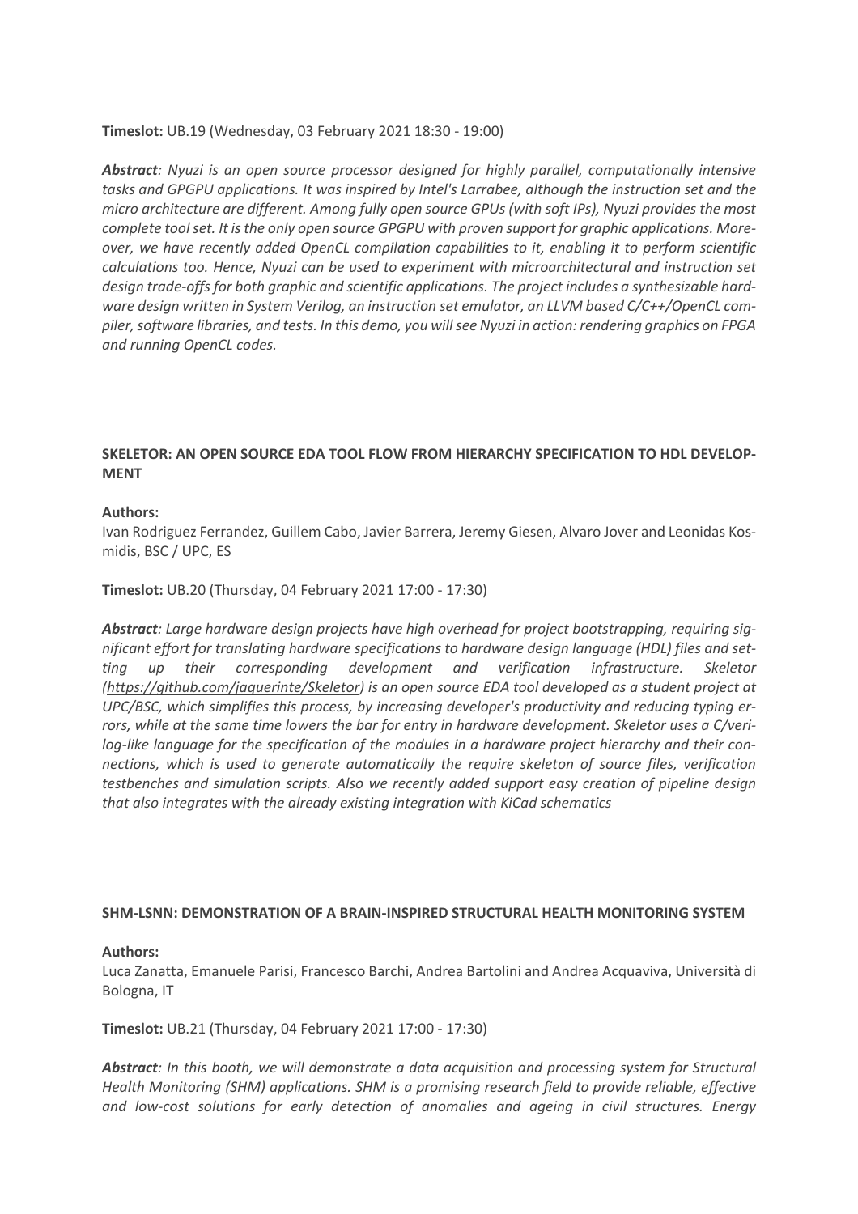**Timeslot:** UB.19 (Wednesday, 03 February 2021 18:30 - 19:00)

***Abstract**: Nyuzi is an open source processor designed for highly parallel, computationally intensive tasks and GPGPU applications. It was inspired by Intel's Larrabee, although the instruction set and the micro architecture are different. Among fully open source GPUs (with soft IPs), Nyuzi provides the most complete tool set. It is the only open source GPGPU with proven support for graphic applications. Moreover, we have recently added OpenCL compilation capabilities to it, enabling it to perform scientific calculations too. Hence, Nyuzi can be used to experiment with microarchitectural and instruction set design trade-offs for both graphic and scientific applications. The project includes a synthesizable hardware design written in System Verilog, an instruction set emulator, an LLVM based C/C++/OpenCL compiler, software libraries, and tests. In this demo, you will see Nyuzi in action: rendering graphics on FPGA and running OpenCL codes.*

**SKELETOR: AN OPEN SOURCE EDA TOOL FLOW FROM HIERARCHY SPECIFICATION TO HDL DEVELOPMENT**

**Authors:**
Ivan Rodriguez Ferrandez, Guillem Cabo, Javier Barrera, Jeremy Giesen, Alvaro Jover and Leonidas Kosmidis, BSC / UPC, ES

**Timeslot:** UB.20 (Thursday, 04 February 2021 17:00 - 17:30)

***Abstract**: Large hardware design projects have high overhead for project bootstrapping, requiring significant effort for translating hardware specifications to hardware design language (HDL) files and setting up their corresponding development and verification infrastructure. Skeletor (https://github.com/jaquerinte/Skeletor) is an open source EDA tool developed as a student project at UPC/BSC, which simplifies this process, by increasing developer's productivity and reducing typing errors, while at the same time lowers the bar for entry in hardware development. Skeletor uses a C/verilog-like language for the specification of the modules in a hardware project hierarchy and their connections, which is used to generate automatically the require skeleton of source files, verification testbenches and simulation scripts. Also we recently added support easy creation of pipeline design that also integrates with the already existing integration with KiCad schematics*

**SHM-LSNN: DEMONSTRATION OF A BRAIN-INSPIRED STRUCTURAL HEALTH MONITORING SYSTEM**

**Authors:**
Luca Zanatta, Emanuele Parisi, Francesco Barchi, Andrea Bartolini and Andrea Acquaviva, Università di Bologna, IT

**Timeslot:** UB.21 (Thursday, 04 February 2021 17:00 - 17:30)

***Abstract**: In this booth, we will demonstrate a data acquisition and processing system for Structural Health Monitoring (SHM) applications. SHM is a promising research field to provide reliable, effective and low-cost solutions for early detection of anomalies and ageing in civil structures. Energy*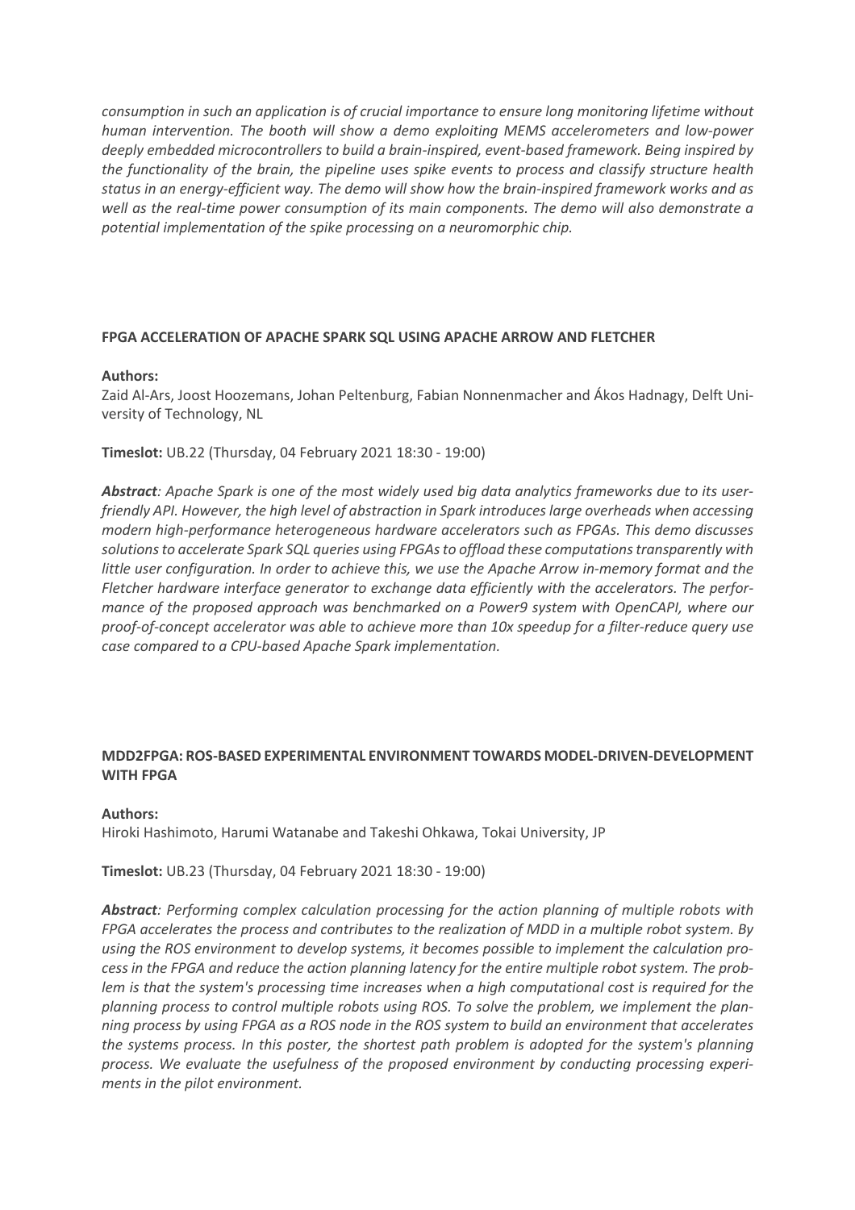*consumption in such an application is of crucial importance to ensure long monitoring lifetime without human intervention. The booth will show a demo exploiting MEMS accelerometers and low-power deeply embedded microcontrollers to build a brain-inspired, event-based framework. Being inspired by the functionality of the brain, the pipeline uses spike events to process and classify structure health status in an energy-efficient way. The demo will show how the brain-inspired framework works and as well as the real-time power consumption of its main components. The demo will also demonstrate a potential implementation of the spike processing on a neuromorphic chip.*

#### FPGA ACCELERATION OF APACHE SPARK SQL USING APACHE ARROW AND FLETCHER

**Authors:**
Zaid Al-Ars, Joost Hoozemans, Johan Peltenburg, Fabian Nonnenmacher and Ákos Hadnagy, Delft University of Technology, NL

**Timeslot:** UB.22 (Thursday, 04 February 2021 18:30 - 19:00)

***Abstract****: Apache Spark is one of the most widely used big data analytics frameworks due to its user-friendly API. However, the high level of abstraction in Spark introduces large overheads when accessing modern high-performance heterogeneous hardware accelerators such as FPGAs. This demo discusses solutions to accelerate Spark SQL queries using FPGAs to offload these computations transparently with little user configuration. In order to achieve this, we use the Apache Arrow in-memory format and the Fletcher hardware interface generator to exchange data efficiently with the accelerators. The performance of the proposed approach was benchmarked on a Power9 system with OpenCAPI, where our proof-of-concept accelerator was able to achieve more than 10x speedup for a filter-reduce query use case compared to a CPU-based Apache Spark implementation.*

#### MDD2FPGA: ROS-BASED EXPERIMENTAL ENVIRONMENT TOWARDS MODEL-DRIVEN-DEVELOPMENT WITH FPGA

**Authors:**
Hiroki Hashimoto, Harumi Watanabe and Takeshi Ohkawa, Tokai University, JP

**Timeslot:** UB.23 (Thursday, 04 February 2021 18:30 - 19:00)

***Abstract****: Performing complex calculation processing for the action planning of multiple robots with FPGA accelerates the process and contributes to the realization of MDD in a multiple robot system. By using the ROS environment to develop systems, it becomes possible to implement the calculation process in the FPGA and reduce the action planning latency for the entire multiple robot system. The problem is that the system's processing time increases when a high computational cost is required for the planning process to control multiple robots using ROS. To solve the problem, we implement the planning process by using FPGA as a ROS node in the ROS system to build an environment that accelerates the systems process. In this poster, the shortest path problem is adopted for the system's planning process. We evaluate the usefulness of the proposed environment by conducting processing experiments in the pilot environment.*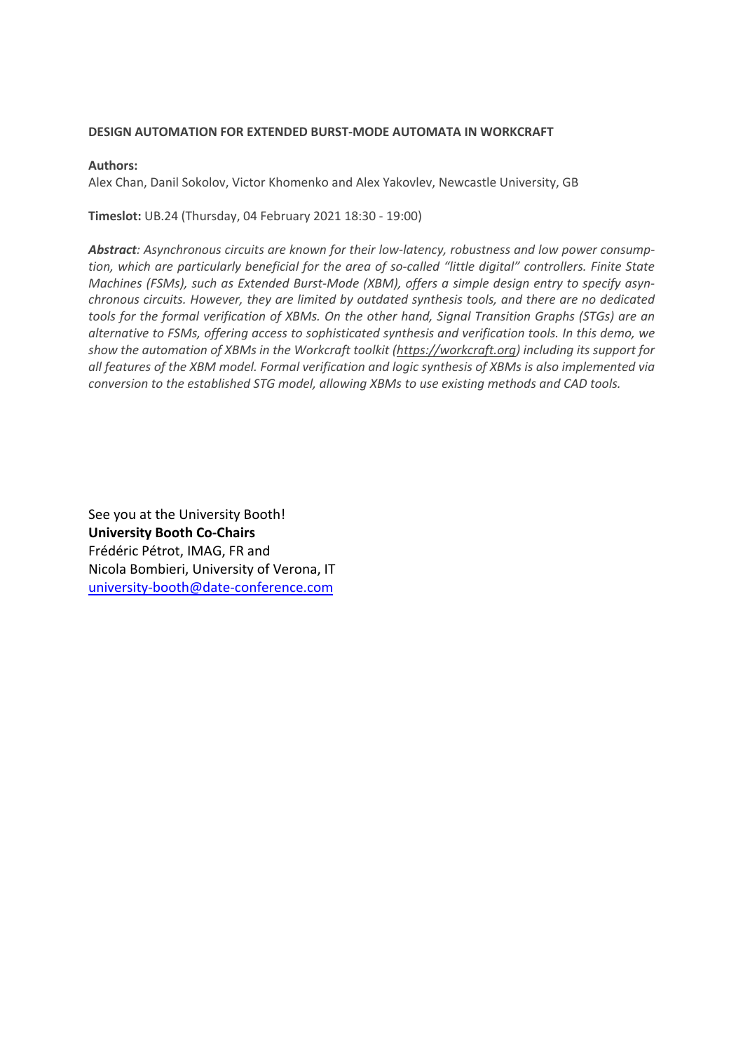**DESIGN AUTOMATION FOR EXTENDED BURST-MODE AUTOMATA IN WORKCRAFT**

**Authors:**
Alex Chan, Danil Sokolov, Victor Khomenko and Alex Yakovlev, Newcastle University, GB

**Timeslot:** UB.24 (Thursday, 04 February 2021 18:30 - 19:00)

***Abstract****: Asynchronous circuits are known for their low-latency, robustness and low power consumption, which are particularly beneficial for the area of so-called "little digital" controllers. Finite State Machines (FSMs), such as Extended Burst-Mode (XBM), offers a simple design entry to specify asynchronous circuits. However, they are limited by outdated synthesis tools, and there are no dedicated tools for the formal verification of XBMs. On the other hand, Signal Transition Graphs (STGs) are an alternative to FSMs, offering access to sophisticated synthesis and verification tools. In this demo, we show the automation of XBMs in the Workcraft toolkit (https://workcraft.org) including its support for all features of the XBM model. Formal verification and logic synthesis of XBMs is also implemented via conversion to the established STG model, allowing XBMs to use existing methods and CAD tools.*

See you at the University Booth!
**University Booth Co-Chairs**
Frédéric Pétrot, IMAG, FR and
Nicola Bombieri, University of Verona, IT
university-booth@date-conference.com